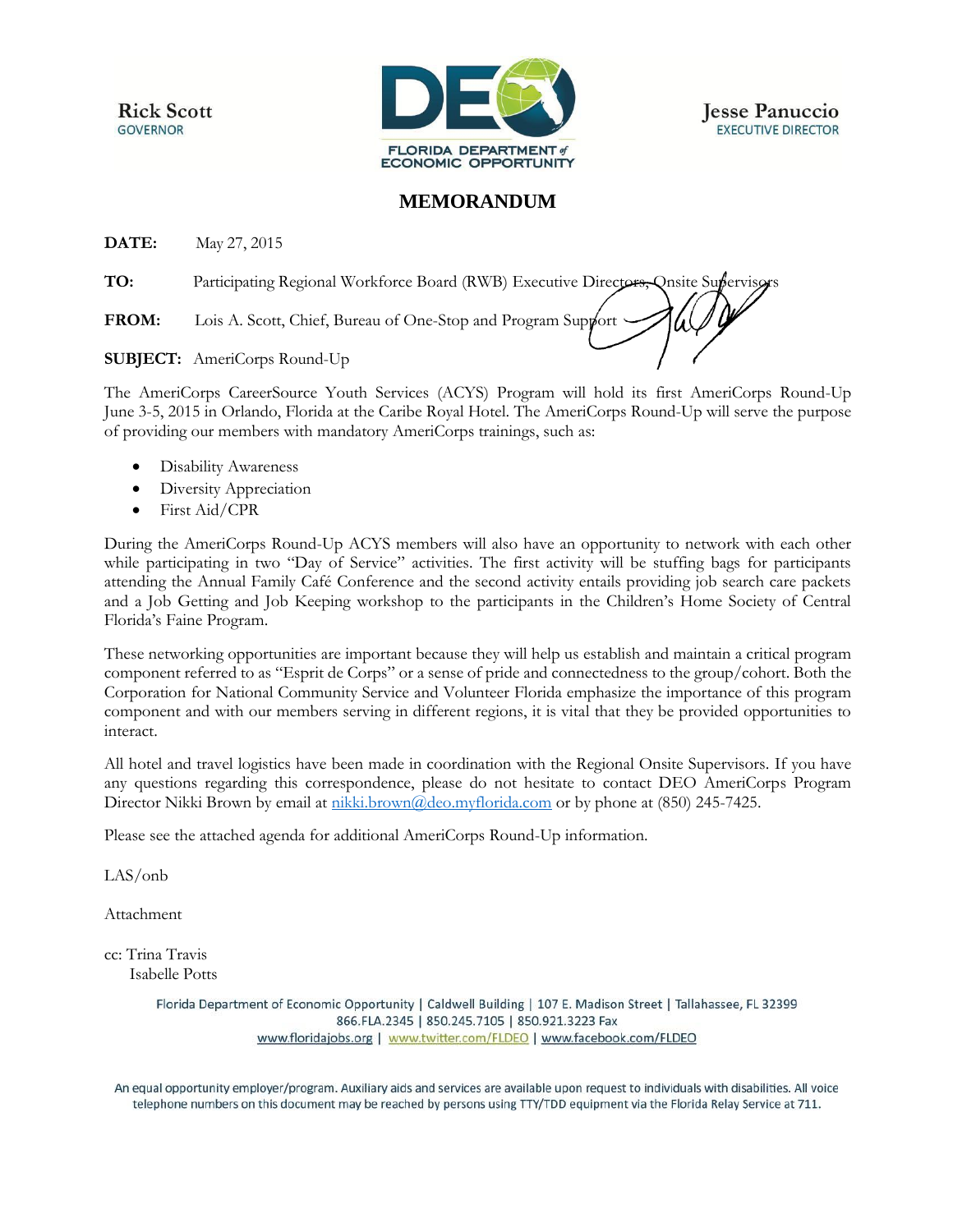**Rick Scott**
GOVERNOR

FLORIDA DEPARTMENT of ECONOMIC OPPORTUNITY

**Jesse Panuccio**
EXECUTIVE DIRECTOR

# MEMORANDUM

**DATE:** May 27, 2015

**TO:** Participating Regional Workforce Board (RWB) Executive Directors, Onsite Supervisors

**FROM:** Lois A. Scott, Chief, Bureau of One-Stop and Program Support

**SUBJECT:** AmeriCorps Round-Up

The AmeriCorps CareerSource Youth Services (ACYS) Program will hold its first AmeriCorps Round-Up June 3-5, 2015 in Orlando, Florida at the Caribe Royal Hotel. The AmeriCorps Round-Up will serve the purpose of providing our members with mandatory AmeriCorps trainings, such as:

- Disability Awareness
- Diversity Appreciation
- First Aid/CPR

During the AmeriCorps Round-Up ACYS members will also have an opportunity to network with each other while participating in two "Day of Service" activities. The first activity will be stuffing bags for participants attending the Annual Family Café Conference and the second activity entails providing job search care packets and a Job Getting and Job Keeping workshop to the participants in the Children's Home Society of Central Florida's Faine Program.

These networking opportunities are important because they will help us establish and maintain a critical program component referred to as "Esprit de Corps" or a sense of pride and connectedness to the group/cohort. Both the Corporation for National Community Service and Volunteer Florida emphasize the importance of this program component and with our members serving in different regions, it is vital that they be provided opportunities to interact.

All hotel and travel logistics have been made in coordination with the Regional Onsite Supervisors. If you have any questions regarding this correspondence, please do not hesitate to contact DEO AmeriCorps Program Director Nikki Brown by email at nikki.brown@deo.myflorida.com or by phone at (850) 245-7425.

Please see the attached agenda for additional AmeriCorps Round-Up information.

LAS/onb

Attachment

cc: Trina Travis
Isabelle Potts

Florida Department of Economic Opportunity | Caldwell Building | 107 E. Madison Street | Tallahassee, FL 32399
866.FLA.2345 | 850.245.7105 | 850.921.3223 Fax
www.floridajobs.org | www.twitter.com/FLDEO | www.facebook.com/FLDEO

An equal opportunity employer/program. Auxiliary aids and services are available upon request to individuals with disabilities. All voice telephone numbers on this document may be reached by persons using TTY/TDD equipment via the Florida Relay Service at 711.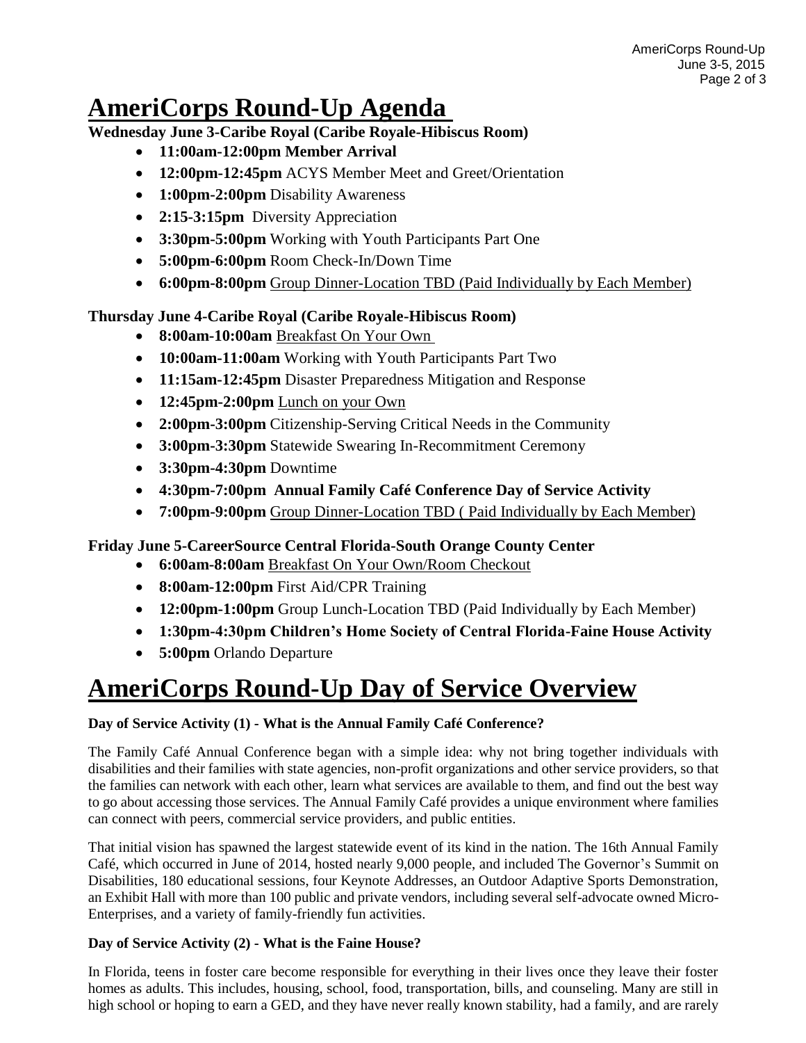# AmeriCorps Round-Up Agenda

**Wednesday June 3-Caribe Royal (Caribe Royale-Hibiscus Room)**

- **11:00am-12:00pm Member Arrival**
- **12:00pm-12:45pm** ACYS Member Meet and Greet/Orientation
- **1:00pm-2:00pm** Disability Awareness
- **2:15-3:15pm** Diversity Appreciation
- **3:30pm-5:00pm** Working with Youth Participants Part One
- **5:00pm-6:00pm** Room Check-In/Down Time
- **6:00pm-8:00pm** Group Dinner-Location TBD (Paid Individually by Each Member)

**Thursday June 4-Caribe Royal (Caribe Royale-Hibiscus Room)**

- **8:00am-10:00am** Breakfast On Your Own
- **10:00am-11:00am** Working with Youth Participants Part Two
- **11:15am-12:45pm** Disaster Preparedness Mitigation and Response
- **12:45pm-2:00pm** Lunch on your Own
- **2:00pm-3:00pm** Citizenship-Serving Critical Needs in the Community
- **3:00pm-3:30pm** Statewide Swearing In-Recommitment Ceremony
- **3:30pm-4:30pm** Downtime
- **4:30pm-7:00pm Annual Family Café Conference Day of Service Activity**
- **7:00pm-9:00pm** Group Dinner-Location TBD ( Paid Individually by Each Member)

**Friday June 5-CareerSource Central Florida-South Orange County Center**

- **6:00am-8:00am** Breakfast On Your Own/Room Checkout
- **8:00am-12:00pm** First Aid/CPR Training
- **12:00pm-1:00pm** Group Lunch-Location TBD (Paid Individually by Each Member)
- **1:30pm-4:30pm Children's Home Society of Central Florida-Faine House Activity**
- **5:00pm** Orlando Departure

# AmeriCorps Round-Up Day of Service Overview

**Day of Service Activity (1) - What is the Annual Family Café Conference?**

The Family Café Annual Conference began with a simple idea: why not bring together individuals with disabilities and their families with state agencies, non-profit organizations and other service providers, so that the families can network with each other, learn what services are available to them, and find out the best way to go about accessing those services. The Annual Family Café provides a unique environment where families can connect with peers, commercial service providers, and public entities.

That initial vision has spawned the largest statewide event of its kind in the nation. The 16th Annual Family Café, which occurred in June of 2014, hosted nearly 9,000 people, and included The Governor's Summit on Disabilities, 180 educational sessions, four Keynote Addresses, an Outdoor Adaptive Sports Demonstration, an Exhibit Hall with more than 100 public and private vendors, including several self-advocate owned Micro-Enterprises, and a variety of family-friendly fun activities.

**Day of Service Activity (2) - What is the Faine House?**

In Florida, teens in foster care become responsible for everything in their lives once they leave their foster homes as adults. This includes, housing, school, food, transportation, bills, and counseling. Many are still in high school or hoping to earn a GED, and they have never really known stability, had a family, and are rarely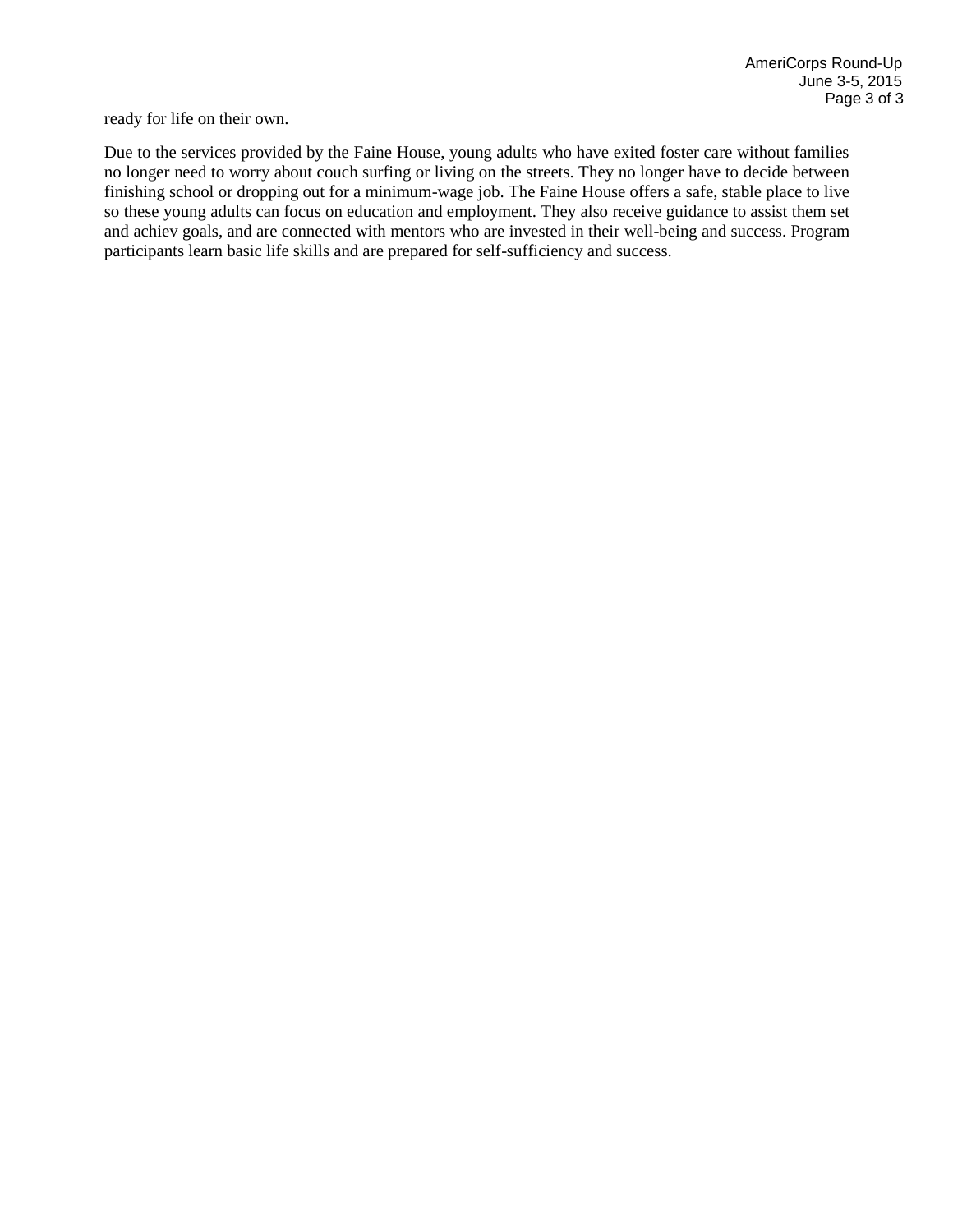ready for life on their own.

Due to the services provided by the Faine House, young adults who have exited foster care without families no longer need to worry about couch surfing or living on the streets. They no longer have to decide between finishing school or dropping out for a minimum-wage job. The Faine House offers a safe, stable place to live so these young adults can focus on education and employment. They also receive guidance to assist them set and achiev goals, and are connected with mentors who are invested in their well-being and success. Program participants learn basic life skills and are prepared for self-sufficiency and success.